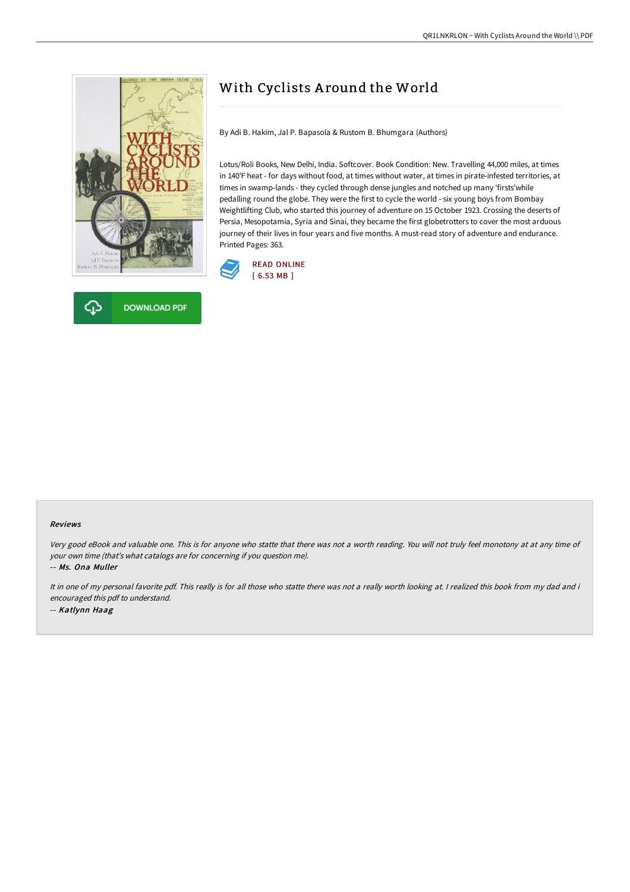# With Cyclists Around the World

By Adi B. Hakim, Jal P. Bapasola & Rustom B. Bhumgara (Authors)

Lotus/Roli Books, New Delhi, India. Softcover. Book Condition: New. Travelling 44,000 miles, at times in 140'F heat - for days without food, at times without water, at times in pirate-infested territories, at times in swamp-lands - they cycled through dense jungles and notched up many 'firsts'while pedalling round the globe. They were the first to cycle the world - six young boys from Bombay Weightlifting Club, who started this journey of adventure on 15 October 1923. Crossing the deserts of Persia, Mesopotamia, Syria and Sinai, they became the first globetrotters to cover the most arduous journey of their lives in four years and five months. A must-read story of adventure and endurance. Printed Pages: 363.

READ ONLINE
[ 6.53 MB ]

DOWNLOAD PDF

## Reviews

*Very good eBook and valuable one. This is for anyone who statte that there was not a worth reading. You will not truly feel monotony at at any time of your own time (that's what catalogs are for concerning if you question me).*

-- ***Ms. Ona Muller***

*It in one of my personal favorite pdf. This really is for all those who statte there was not a really worth looking at. I realized this book from my dad and i encouraged this pdf to understand.*

-- ***Katlynn Haag***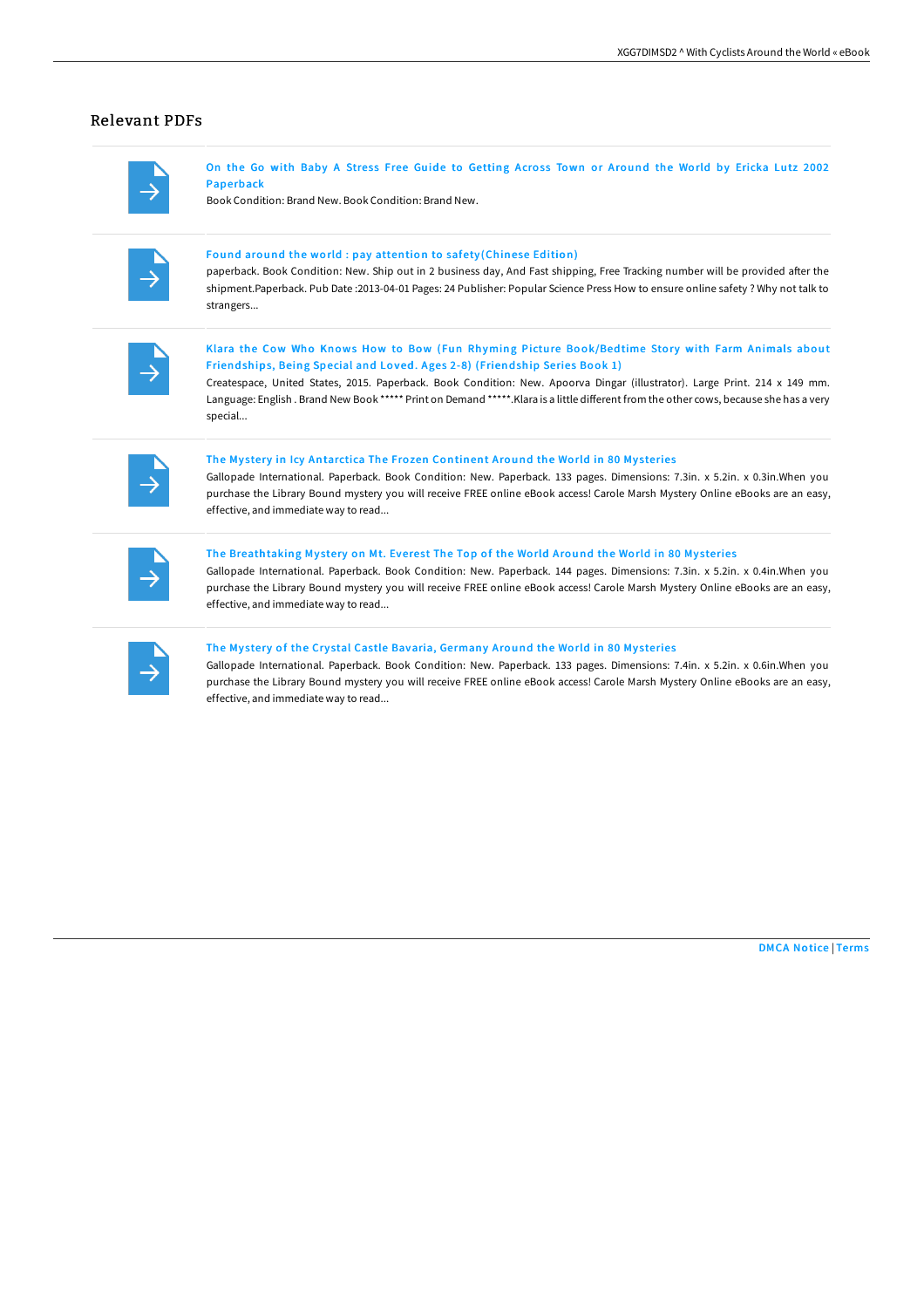## Relevant PDFs

On the Go with Baby A Stress Free Guide to Getting Across Town or Around the World by Ericka Lutz 2002 Paperback

Book Condition: Brand New. Book Condition: Brand New.

Found around the world : pay attention to safety(Chinese Edition)

paperback. Book Condition: New. Ship out in 2 business day, And Fast shipping, Free Tracking number will be provided after the shipment.Paperback. Pub Date :2013-04-01 Pages: 24 Publisher: Popular Science Press How to ensure online safety ? Why not talk to strangers...

Klara the Cow Who Knows How to Bow (Fun Rhyming Picture Book/Bedtime Story with Farm Animals about Friendships, Being Special and Loved. Ages 2-8) (Friendship Series Book 1)

Createspace, United States, 2015. Paperback. Book Condition: New. Apoorva Dingar (illustrator). Large Print. 214 x 149 mm. Language: English . Brand New Book ***** Print on Demand *****.Klara is a little different from the other cows, because she has a very special...

The Mystery in Icy Antarctica The Frozen Continent Around the World in 80 Mysteries

Gallopade International. Paperback. Book Condition: New. Paperback. 133 pages. Dimensions: 7.3in. x 5.2in. x 0.3in.When you purchase the Library Bound mystery you will receive FREE online eBook access! Carole Marsh Mystery Online eBooks are an easy, effective, and immediate way to read...

The Breathtaking Mystery on Mt. Everest The Top of the World Around the World in 80 Mysteries

Gallopade International. Paperback. Book Condition: New. Paperback. 144 pages. Dimensions: 7.3in. x 5.2in. x 0.4in.When you purchase the Library Bound mystery you will receive FREE online eBook access! Carole Marsh Mystery Online eBooks are an easy, effective, and immediate way to read...

The Mystery of the Crystal Castle Bavaria, Germany Around the World in 80 Mysteries

Gallopade International. Paperback. Book Condition: New. Paperback. 133 pages. Dimensions: 7.4in. x 5.2in. x 0.6in.When you purchase the Library Bound mystery you will receive FREE online eBook access! Carole Marsh Mystery Online eBooks are an easy, effective, and immediate way to read...